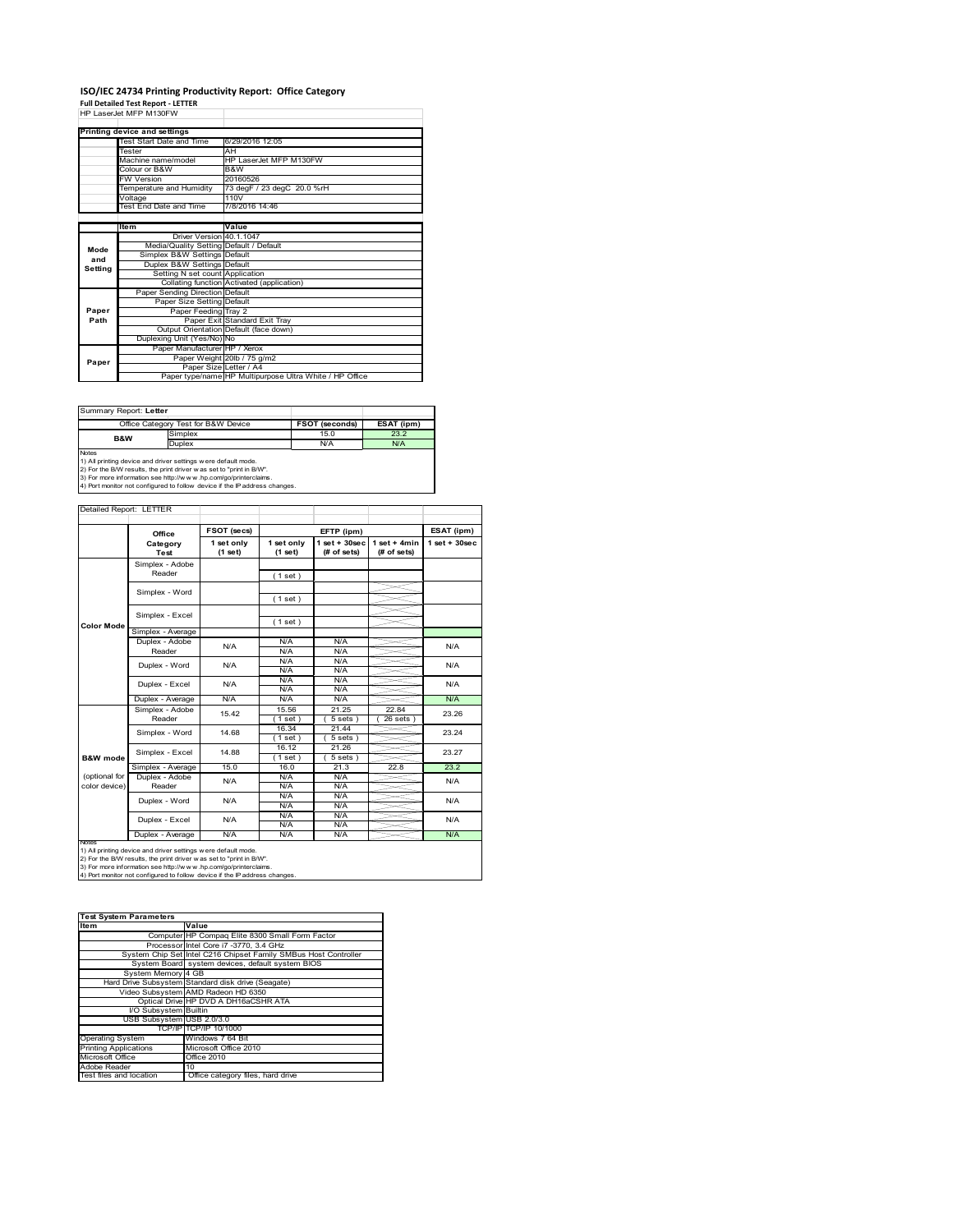# ISO/IEC 24734 Printing Productivity Report: Office Category

**Full Detailed Test Report - LETTER**

HP LaserJet MFP M130FW

| Printing device and settings | |
|---|---|
| Test Start Date and Time | 6/29/2016 12:05 |
| Tester | AH |
| Machine name/model | HP LaserJet MFP M130FW |
| Colour or B&W | B&W |
| FW Version | 20160526 |
| Temperature and Humidity | 73 degF / 23 degC 20.0 %rH |
| Voltage | 110V |
| Test End Date and Time | 7/8/2016 14:46 |

| | Item | Value |
|---|---|---|
| Mode and Setting | Driver Version | 40.1.1047 |
| | Media/Quality Setting | Default / Default |
| | Simplex B&W Settings | Default |
| | Duplex B&W Settings | Default |
| | Setting N set count | Application |
| | Collating function | Activated (application) |
| Paper Path | Paper Sending Direction | Default |
| | Paper Size Setting | Default |
| | Paper Feeding | Tray 2 |
| | Paper Exit | Standard Exit Tray |
| | Output Orientation | Default (face down) |
| | Duplexing Unit (Yes/No) | No |
| Paper | Paper Manufacturer | HP / Xerox |
| | Paper Weight | 20lb / 75 g/m2 |
| | Paper Size | Letter / A4 |
| | Paper type/name | HP Multipurpose Ultra White / HP Office |

Summary Report: **Letter**

| Office Category Test for B&W Device | | FSOT (seconds) | ESAT (ipm) |
|---|---|---|---|
| B&W | Simplex | 15.0 | 23.2 |
| | Duplex | N/A | N/A |

Notes
1) All printing device and driver settings were default mode.
2) For the B/W results, the print driver was set to "print in B/W".
3) For more information see http://www.hp.com/go/printerclaims.
4) Port monitor not configured to follow device if the IP address changes.

Detailed Report: LETTER

| | Office Category Test | FSOT (secs) 1 set only (1 set) | EFTP (ipm) 1 set only (1 set) | EFTP (ipm) 1 set + 30sec (# of sets) | EFTP (ipm) 1 set + 4min (# of sets) | ESAT (ipm) 1 set + 30sec |
|---|---|---|---|---|---|---|
| Color Mode | Simplex - Adobe Reader | | (1 set) | | | |
| | Simplex - Word | | (1 set) | | | |
| | Simplex - Excel | | (1 set) | | | |
| | Simplex - Average | | | | | |
| | Duplex - Adobe Reader | N/A | N/A<br>N/A | N/A<br>N/A | | N/A |
| | Duplex - Word | N/A | N/A<br>N/A | N/A<br>N/A | | N/A |
| | Duplex - Excel | N/A | N/A<br>N/A | N/A<br>N/A | | N/A |
| | Duplex - Average | N/A | N/A | N/A | | N/A |
| B&W mode (optional for color device) | Simplex - Adobe Reader | 15.42 | 15.56<br>(1 set) | 21.25<br>(5 sets) | 22.84<br>(26 sets) | 23.26 |
| | Simplex - Word | 14.68 | 16.34<br>(1 set) | 21.44<br>(5 sets) | | 23.24 |
| | Simplex - Excel | 14.88 | 16.12<br>(1 set) | 21.26<br>(5 sets) | | 23.27 |
| | Simplex - Average | 15.0 | 16.0 | 21.3 | 22.8 | 23.2 |
| | Duplex - Adobe Reader | N/A | N/A<br>N/A | N/A<br>N/A | | N/A |
| | Duplex - Word | N/A | N/A<br>N/A | N/A<br>N/A | | N/A |
| | Duplex - Excel | N/A | N/A<br>N/A | N/A<br>N/A | | N/A |
| | Duplex - Average | N/A | N/A | N/A | | N/A |

Notes
1) All printing device and driver settings were default mode.
2) For the B/W results, the print driver was set to "print in B/W".
3) For more information see http://www.hp.com/go/printerclaims.
4) Port monitor not configured to follow device if the IP address changes.

| Test System Parameters | |
|---|---|
| **Item** | **Value** |
| Computer | HP Compaq Elite 8300 Small Form Factor |
| Processor | Intel Core i7 -3770, 3.4 GHz |
| System Chip Set | Intel C216 Chipset Family SMBus Host Controller |
| System Board | system devices, default system BIOS |
| System Memory | 4 GB |
| Hard Drive Subsystem | Standard disk drive (Seagate) |
| Video Subsystem | AMD Radeon HD 6350 |
| Optical Drive | HP DVD A DH16aCSHR ATA |
| I/O Subsystem | Builtin |
| USB Subsystem | USB 2.0/3.0 |
| TCP/IP | TCP/IP 10/1000 |
| Operating System | Windows 7 64 Bit |
| Printing Applications | Microsoft Office 2010 |
| Microsoft Office | Office 2010 |
| Adobe Reader | 10 |
| Test files and location | Office category files, hard drive |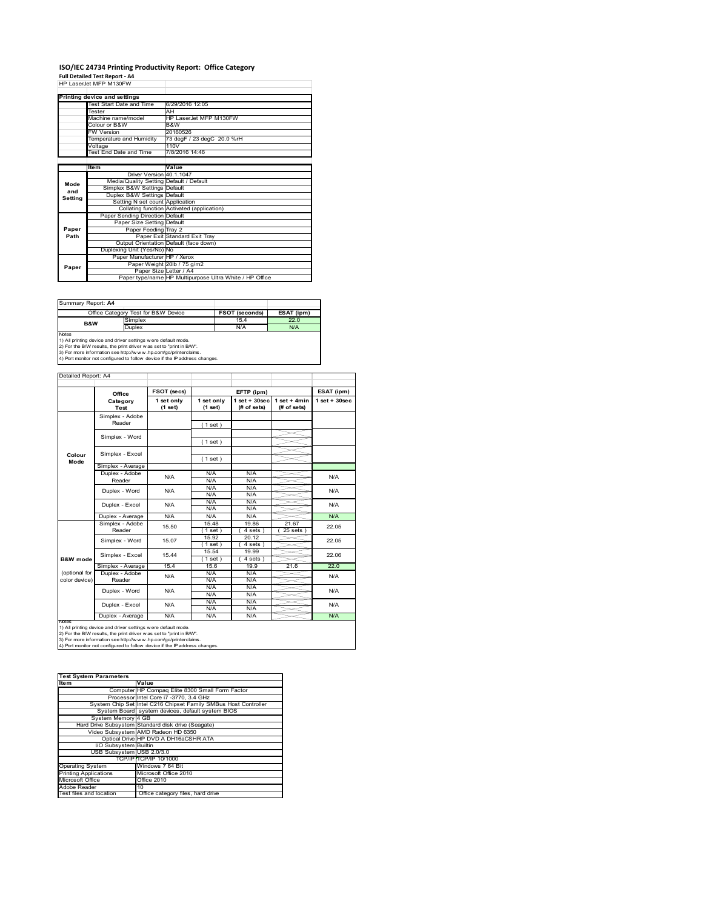# ISO/IEC 24734 Printing Productivity Report: Office Category

**Full Detailed Test Report - A4**

HP LaserJet MFP M130FW

| Printing device and settings | |
|---|---|
| Test Start Date and Time | 6/29/2016 12:05 |
| Tester | AH |
| Machine name/model | HP LaserJet MFP M130FW |
| Colour or B&W | B&W |
| FW Version | 20160526 |
| Temperature and Humidity | 73 degF / 23 degC 20.0 %rH |
| Voltage | 110V |
| Test End Date and Time | 7/8/2016 14:46 |

| | Item | Value |
|---|---|---|
| Mode and Setting | Driver Version | 40.1.1047 |
| | Media/Quality Setting | Default / Default |
| | Simplex B&W Settings | Default |
| | Duplex B&W Settings | Default |
| | Setting N set count | Application |
| | Collating function | Activated (application) |
| Paper Path | Paper Sending Direction | Default |
| | Paper Size Setting | Default |
| | Paper Feeding | Tray 2 |
| | Paper Exit | Standard Exit Tray |
| | Output Orientation | Default (face down) |
| | Duplexing Unit (Yes/No) | No |
| Paper | Paper Manufacturer | HP / Xerox |
| | Paper Weight | 20lb / 75 g/m2 |
| | Paper Size | Letter / A4 |
| | Paper type/name | HP Multipurpose Ultra White / HP Office |

Summary Report: **A4**

| Office Category Test for B&W Device | | FSOT (seconds) | ESAT (ipm) |
|---|---|---|---|
| B&W | Simplex | 15.4 | 22.0 |
| | Duplex | N/A | N/A |

Notes
1) All printing device and driver settings were default mode.
2) For the B/W results, the print driver was set to "print in B/W".
3) For more information see http://www.hp.com/go/printerclaims.
4) Port monitor not configured to follow device if the IP address changes.

Detailed Report: A4

| | Office Category Test | FSOT (secs) 1 set only (1 set) | EFTP (ipm) 1 set only (1 set) | EFTP (ipm) 1 set + 30sec (# of sets) | EFTP (ipm) 1 set + 4min (# of sets) | ESAT (ipm) 1 set + 30sec |
|---|---|---|---|---|---|---|
| Colour Mode | Simplex - Adobe Reader | | (1 set) | | | |
| | Simplex - Word | | (1 set) | | | |
| | Simplex - Excel | | (1 set) | | | |
| | Simplex - Average | | | | | |
| | Duplex - Adobe Reader | N/A | N/A / N/A | N/A / N/A | | N/A |
| | Duplex - Word | N/A | N/A / N/A | N/A / N/A | | N/A |
| | Duplex - Excel | N/A | N/A / N/A | N/A / N/A | | N/A |
| | Duplex - Average | N/A | N/A | N/A | | N/A |
| B&W mode (optional for color device) | Simplex - Adobe Reader | 15.50 | 15.48 (1 set) | 19.86 (4 sets) | 21.67 (25 sets) | 22.05 |
| | Simplex - Word | 15.07 | 15.92 (1 set) | 20.12 (4 sets) | | 22.05 |
| | Simplex - Excel | 15.44 | 15.54 (1 set) | 19.99 (4 sets) | | 22.06 |
| | Simplex - Average | 15.4 | 15.6 | 19.9 | 21.6 | 22.0 |
| | Duplex - Adobe Reader | N/A | N/A / N/A | N/A / N/A | | N/A |
| | Duplex - Word | N/A | N/A / N/A | N/A / N/A | | N/A |
| | Duplex - Excel | N/A | N/A / N/A | N/A / N/A | | N/A |
| | Duplex - Average | N/A | N/A | N/A | | N/A |

Notes
1) All printing device and driver settings were default mode.
2) For the B/W results, the print driver was set to "print in B/W".
3) For more information see http://www.hp.com/go/printerclaims.
4) Port monitor not configured to follow device if the IP address changes.

| Test System Parameters | |
|---|---|
| **Item** | **Value** |
| Computer | HP Compaq Elite 8300 Small Form Factor |
| Processor | Intel Core i7 -3770, 3.4 GHz |
| System Chip Set | Intel C216 Chipset Family SMBus Host Controller |
| System Board | system devices, default system BIOS |
| System Memory | 4 GB |
| Hard Drive Subsystem | Standard disk drive (Seagate) |
| Video Subsystem | AMD Radeon HD 6350 |
| Optical Drive | HP DVD A DH16aCSHR ATA |
| I/O Subsystem | Builtin |
| USB Subsystem | USB 2.0/3.0 |
| TCP/IP | TCP/IP 10/1000 |
| Operating System | Windows 7 64 Bit |
| Printing Applications | Microsoft Office 2010 |
| Microsoft Office | Office 2010 |
| Adobe Reader | 10 |
| Test files and location | Office category files, hard drive |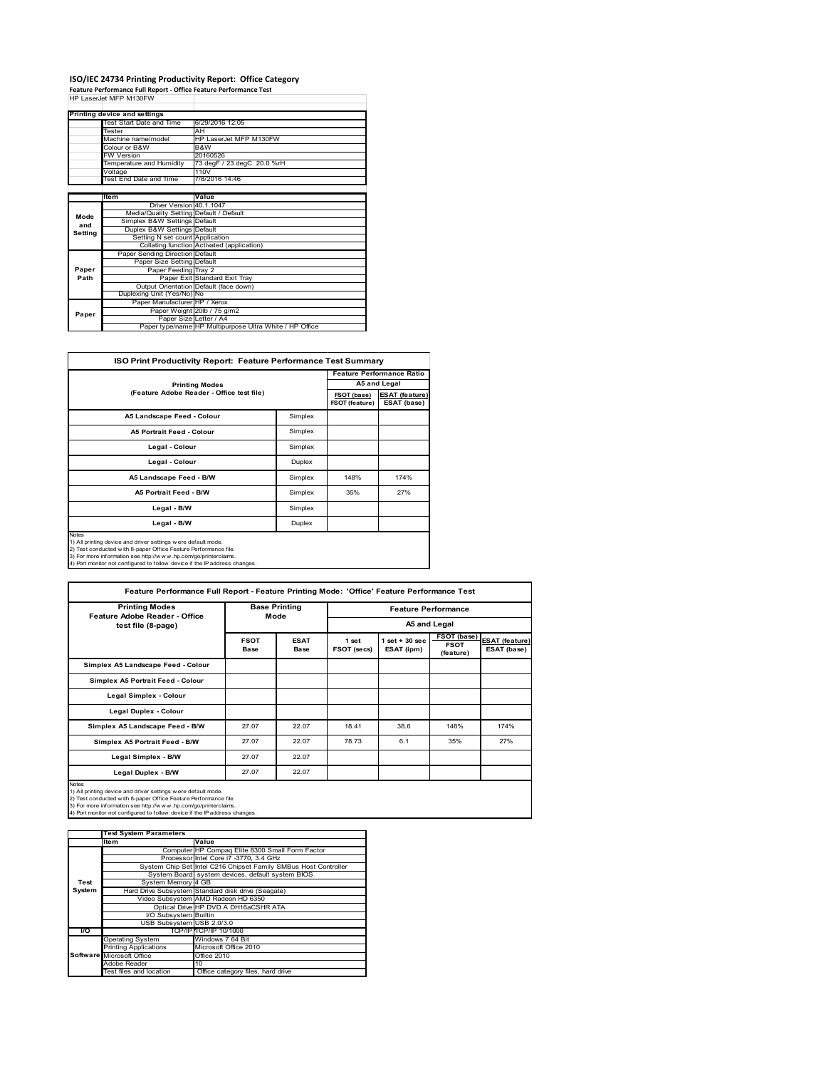# ISO/IEC 24734 Printing Productivity Report: Office Category

**Feature Performance Full Report - Office Feature Performance Test**

HP LaserJet MFP M130FW

| Printing device and settings | |
|---|---|
| Test Start Date and Time | 6/29/2016 12:05 |
| Tester | AH |
| Machine name/model | HP LaserJet MFP M130FW |
| Colour or B&W | B&W |
| FW Version | 20160526 |
| Temperature and Humidity | 73 degF / 23 degC 20.0 %rH |
| Voltage | 110V |
| Test End Date and Time | 7/8/2016 14:46 |

| | Item | Value |
|---|---|---|
| Mode and Setting | Driver Version | 40.1.1047 |
| | Media/Quality Setting | Default / Default |
| | Simplex B&W Settings | Default |
| | Duplex B&W Settings | Default |
| | Setting N set count | Application |
| | Collating function | Activated (application) |
| Paper Path | Paper Sending Direction | Default |
| | Paper Size Setting | Default |
| | Paper Feeding | Tray 2 |
| | Paper Exit | Standard Exit Tray |
| | Output Orientation | Default (face down) |
| | Duplexing Unit (Yes/No) | No |
| Paper | Paper Manufacturer | HP / Xerox |
| | Paper Weight | 20lb / 75 g/m2 |
| | Paper Size | Letter / A4 |
| | Paper type/name | HP Multipurpose Ultra White / HP Office |

## ISO Print Productivity Report: Feature Performance Test Summary

| Printing Modes (Feature Adobe Reader - Office test file) | | Feature Performance Ratio A5 and Legal | |
|---|---|---|---|
| | | FSOT (base) / FSOT (feature) | ESAT (feature) / ESAT (base) |
| A5 Landscape Feed - Colour | Simplex | | |
| A5 Portrait Feed - Colour | Simplex | | |
| Legal - Colour | Simplex | | |
| Legal - Colour | Duplex | | |
| A5 Landscape Feed - B/W | Simplex | 148% | 174% |
| A5 Portrait Feed - B/W | Simplex | 35% | 27% |
| Legal - B/W | Simplex | | |
| Legal - B/W | Duplex | | |

Notes
1) All printing device and driver settings were default mode.
2) Test conducted with 8-paper Office Feature Performance file.
3) For more information see http://www.hp.com/go/printerclaims.
4) Port monitor not configured to follow device if the IP address changes.

## Feature Performance Full Report - Feature Printing Mode: 'Office' Feature Performance Test

| Printing Modes Feature Adobe Reader - Office test file (8-page) | Base Printing Mode | | Feature Performance A5 and Legal | | | |
|---|---|---|---|---|---|---|
| | FSOT Base | ESAT Base | 1 set FSOT (secs) | 1 set + 30 sec ESAT (ipm) | FSOT (base) / FSOT (feature) | ESAT (feature) / ESAT (base) |
| Simplex A5 Landscape Feed - Colour | | | | | | |
| Simplex A5 Portrait Feed - Colour | | | | | | |
| Legal Simplex - Colour | | | | | | |
| Legal Duplex - Colour | | | | | | |
| Simplex A5 Landscape Feed - B/W | 27.07 | 22.07 | 18.41 | 38.6 | 148% | 174% |
| Simplex A5 Portrait Feed - B/W | 27.07 | 22.07 | 78.73 | 6.1 | 35% | 27% |
| Legal Simplex - B/W | 27.07 | 22.07 | | | | |
| Legal Duplex - B/W | 27.07 | 22.07 | | | | |

Notes
1) All printing device and driver settings were default mode.
2) Test conducted with 8-paper Office Feature Performance file
3) For more information see http://www.hp.com/go/printerclaims.
4) Port monitor not configured to follow device if the IP address changes.

| | Test System Parameters Item | Value |
|---|---|---|
| Test System | Computer | HP Compaq Elite 8300 Small Form Factor |
| | Processor | Intel Core i7 -3770, 3.4 GHz |
| | System Chip Set | Intel C216 Chipset Family SMBus Host Controller |
| | System Board | system devices, default system BIOS |
| | System Memory | 4 GB |
| | Hard Drive Subsystem | Standard disk drive (Seagate) |
| | Video Subsystem | AMD Radeon HD 6350 |
| | Optical Drive | HP DVD A DH16aCSHR ATA |
| | I/O Subsystem | Builtin |
| | USB Subsystem | USB 2.0/3.0 |
| I/O | TCP/IP | TCP/IP 10/1000 |
| Software | Operating System | Windows 7 64 Bit |
| | Printing Applications | Microsoft Office 2010 |
| | Microsoft Office | Office 2010 |
| | Adobe Reader | 10 |
| | Test files and location | Office category files, hard drive |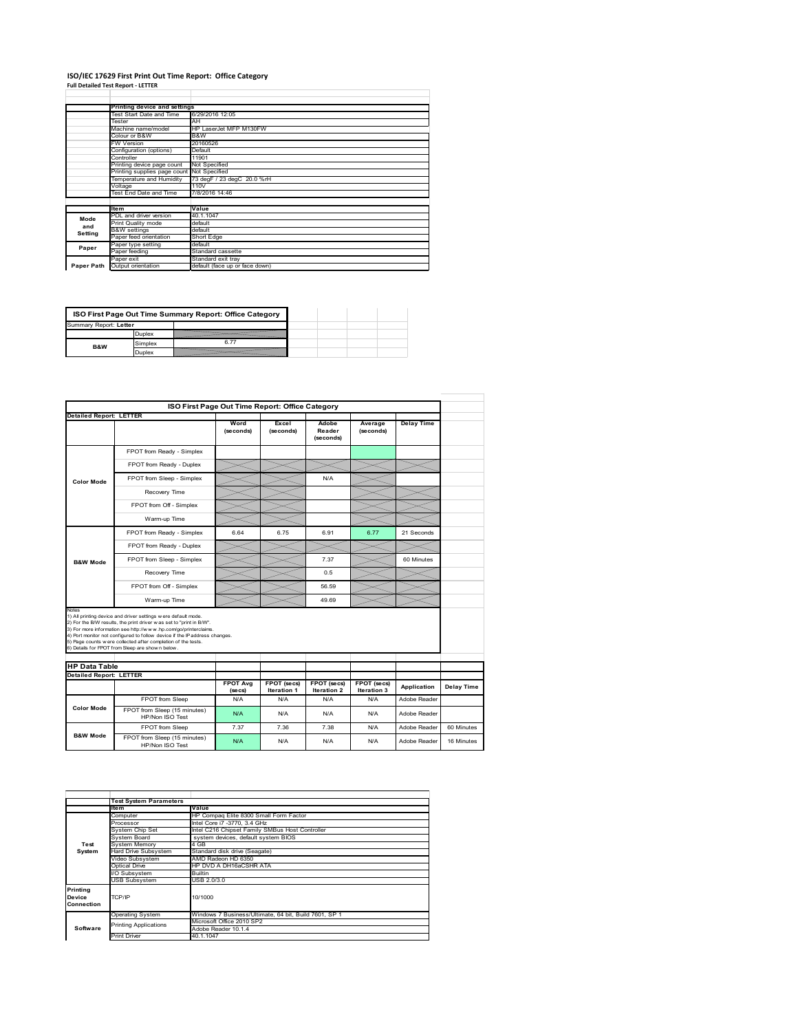# ISO/IEC 17629 First Print Out Time Report: Office Category

**Full Detailed Test Report - LETTER**

| | Printing device and settings | |
|---|---|---|
| | Test Start Date and Time | 6/29/2016 12:05 |
| | Tester | AH |
| | Machine name/model | HP LaserJet MFP M130FW |
| | Colour or B&W | B&W |
| | FW Version | 20160526 |
| | Configuration (options) | Default |
| | Controller | 11901 |
| | Printing device page count | Not Specified |
| | Printing supplies page count | Not Specified |
| | Temperature and Humidity | 73 degF / 23 degC 20.0 %rH |
| | Voltage | 110V |
| | Test End Date and Time | 7/8/2016 14:46 |

| | Item | Value |
|---|---|---|
| Mode and Setting | PDL and driver version | 40.1.1047 |
| | Print Quality mode | default |
| | B&W settings | default |
| | Paper feed orientation | Short Edge |
| Paper | Paper type setting | default |
| | Paper feeding | Standard cassette |
| Paper Path | Paper exit | Standard exit tray |
| | Output orientation | default (face up or face down) |

| ISO First Page Out Time Summary Report: Office Category | | |
|---|---|---|
| Summary Report: **Letter** | | |
| | Duplex | |
| B&W | Simplex | 6.77 |
| | Duplex | |

| ISO First Page Out Time Report: Office Category | | | | | | |
|---|---|---|---|---|---|---|
| **Detailed Report: LETTER** | | Word (seconds) | Excel (seconds) | Adobe Reader (seconds) | Average (seconds) | Delay Time |
| Color Mode | FPOT from Ready - Simplex | | | | | |
| | FPOT from Ready - Duplex | | | | | |
| | FPOT from Sleep - Simplex | | | N/A | | |
| | Recovery Time | | | | | |
| | FPOT from Off - Simplex | | | | | |
| | Warm-up Time | | | | | |
| B&W Mode | FPOT from Ready - Simplex | 6.64 | 6.75 | 6.91 | 6.77 | 21 Seconds |
| | FPOT from Ready - Duplex | | | | | |
| | FPOT from Sleep - Simplex | | | 7.37 | | 60 Minutes |
| | Recovery Time | | | 0.5 | | |
| | FPOT from Off - Simplex | | | 56.59 | | |
| | Warm-up Time | | | 49.69 | | |

Notes
1) All printing device and driver settings were default mode.
2) For the B/W results, the print driver was set to "print in B/W".
3) For more information see http://www.hp.com/go/printerclaims.
4) Port monitor not configured to follow device if the IP address changes.
5) Page counts were collected after completion of the tests.
6) Details for FPOT from Sleep are shown below.

| HP Data Table | | | | | | | |
|---|---|---|---|---|---|---|---|
| **Detailed Report: LETTER** | | FPOT Avg (secs) | FPOT (secs) Iteration 1 | FPOT (secs) Iteration 2 | FPOT (secs) Iteration 3 | Application | Delay Time |
| Color Mode | FPOT from Sleep | N/A | N/A | N/A | N/A | Adobe Reader | |
| | FPOT from Sleep (15 minutes) HP/Non ISO Test | N/A | N/A | N/A | N/A | Adobe Reader | |
| B&W Mode | FPOT from Sleep | 7.37 | 7.36 | 7.38 | N/A | Adobe Reader | 60 Minutes |
| | FPOT from Sleep (15 minutes) HP/Non ISO Test | N/A | N/A | N/A | N/A | Adobe Reader | 16 Minutes |

| | Test System Parameters | |
|---|---|---|
| | Item | Value |
| Test System | Computer | HP Compaq Elite 8300 Small Form Factor |
| | Processor | Intel Core i7 -3770, 3.4 GHz |
| | System Chip Set | Intel C216 Chipset Family SMBus Host Controller |
| | System Board | system devices, default system BIOS |
| | System Memory | 4 GB |
| | Hard Drive Subsystem | Standard disk drive (Seagate) |
| | Video Subsystem | AMD Radeon HD 6350 |
| | Optical Drive | HP DVD A DH16aCSHR ATA |
| | I/O Subsystem | Builtin |
| | USB Subsystem | USB 2.0/3.0 |
| Printing Device Connection | TCP/IP | 10/1000 |
| Software | Operating System | Windows 7 Business/Ultimate, 64 bit, Build 7601, SP 1 |
| | Printing Applications | Microsoft Office 2010 SP2 |
| | | Adobe Reader 10.1.4 |
| | Print Driver | 40.1.1047 |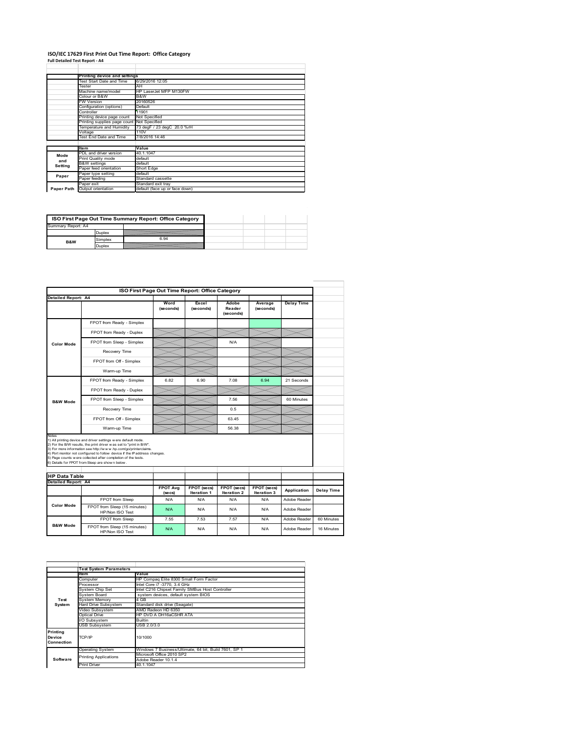# ISO/IEC 17629 First Print Out Time Report: Office Category

**Full Detailed Test Report - A4**

| | | |
|---|---|---|
| | **Printing device and settings** | |
| | Test Start Date and Time | 6/29/2016 12:05 |
| | Tester | AH |
| | Machine name/model | HP LaserJet MFP M130FW |
| | Colour or B&W | B&W |
| | FW Version | 20160526 |
| | Configuration (options) | Default |
| | Controller | 11901 |
| | Printing device page count | Not Specified |
| | Printing supplies page count | Not Specified |
| | Temperature and Humidity | 73 degF / 23 degC 20.0 %rH |
| | Voltage | 110V |
| | Test End Date and Time | 7/8/2016 14:46 |

| | | |
|---|---|---|
| | **Item** | **Value** |
| Mode and Setting | PDL and driver version | 40.1.1047 |
| | Print Quality mode | default |
| | B&W settings | default |
| | Paper feed orientation | Short Edge |
| Paper | Paper type setting | default |
| | Paper feeding | Standard cassette |
| Paper Path | Paper exit | Standard exit tray |
| | Output orientation | default (face up or face down) |

| ISO First Page Out Time Summary Report: Office Category | | |
|---|---|---|
| Summary Report: A4 | | |
| | Duplex | |
| B&W | Simplex | 6.94 |
| | Duplex | |

| ISO First Page Out Time Report: Office Category | | | | | | |
|---|---|---|---|---|---|---|
| **Detailed Report: A4** | | | | | | |
| | | Word (seconds) | Excel (seconds) | Adobe Reader (seconds) | Average (seconds) | Delay Time |
| Color Mode | FPOT from Ready - Simplex | | | | | |
| | FPOT from Ready - Duplex | | | | | |
| | FPOT from Sleep - Simplex | | | N/A | | |
| | Recovery Time | | | | | |
| | FPOT from Off - Simplex | | | | | |
| | Warm-up Time | | | | | |
| B&W Mode | FPOT from Ready - Simplex | 6.82 | 6.90 | 7.08 | 6.94 | 21 Seconds |
| | FPOT from Ready - Duplex | | | | | |
| | FPOT from Sleep - Simplex | | | 7.56 | | 60 Minutes |
| | Recovery Time | | | 0.5 | | |
| | FPOT from Off - Simplex | | | 63.45 | | |
| | Warm-up Time | | | 56.38 | | |

Notes
1) All printing device and driver settings were default mode.
2) For the B/W results, the print driver was set to "print in B/W".
3) For more information see http://www.hp.com/go/printerclaims.
4) Port monitor not configured to follow device if the IP address changes.
5) Page counts were collected after completion of the tests.
6) Details for FPOT from Sleep are shown below.

| HP Data Table | | | | | | | |
|---|---|---|---|---|---|---|---|
| **Detailed Report: A4** | | | | | | | |
| | | FPOT Avg (secs) | FPOT (secs) Iteration 1 | FPOT (secs) Iteration 2 | FPOT (secs) Iteration 3 | Application | Delay Time |
| Color Mode | FPOT from Sleep | N/A | N/A | N/A | N/A | Adobe Reader | |
| | FPOT from Sleep (15 minutes) HP/Non ISO Test | N/A | N/A | N/A | N/A | Adobe Reader | |
| B&W Mode | FPOT from Sleep | 7.55 | 7.53 | 7.57 | N/A | Adobe Reader | 60 Minutes |
| | FPOT from Sleep (15 minutes) HP/Non ISO Test | N/A | N/A | N/A | N/A | Adobe Reader | 16 Minutes |

| | | |
|---|---|---|
| | **Test System Parameters** | |
| | **Item** | **Value** |
| Test System | Computer | HP Compaq Elite 8300 Small Form Factor |
| | Processor | Intel Core i7 -3770, 3.4 GHz |
| | System Chip Set | Intel C216 Chipset Family SMBus Host Controller |
| | System Board | system devices, default system BIOS |
| | System Memory | 4 GB |
| | Hard Drive Subsystem | Standard disk drive (Seagate) |
| | Video Subsystem | AMD Radeon HD 6350 |
| | Optical Drive | HP DVD A DH16aCSHR ATA |
| | I/O Subsystem | Builtin |
| | USB Subsystem | USB 2.0/3.0 |
| Printing Device Connection | TCP/IP | 10/1000 |
| Software | Operating System | Windows 7 Business/Ultimate, 64 bit, Build 7601, SP 1 |
| | Printing Applications | Microsoft Office 2010 SP2 |
| | | Adobe Reader 10.1.4 |
| | Print Driver | 40.1.1047 |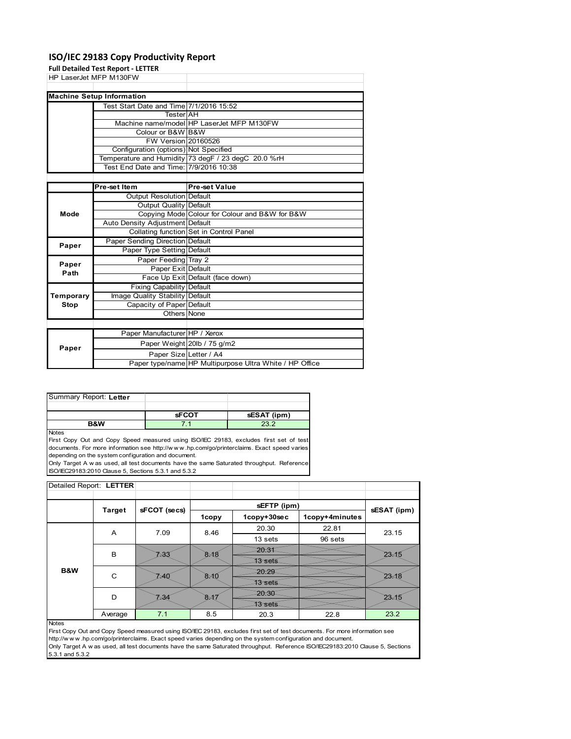# ISO/IEC 29183 Copy Productivity Report

**Full Detailed Test Report - LETTER**

HP LaserJet MFP M130FW

| **Machine Setup Information** | | |
|---|---|---|
| | Test Start Date and Time | 7/1/2016 15:52 |
| | Tester | AH |
| | Machine name/model | HP LaserJet MFP M130FW |
| | Colour or B&W | B&W |
| | FW Version | 20160526 |
| | Configuration (options) | Not Specified |
| | Temperature and Humidity | 73 degF / 23 degC 20.0 %rH |
| | Test End Date and Time: | 7/9/2016 10:38 |

| | **Pre-set Item** | **Pre-set Value** |
|---|---|---|
| **Mode** | Output Resolution | Default |
| | Output Quality | Default |
| | Copying Mode | Colour for Colour and B&W for B&W |
| | Auto Density Adjustment | Default |
| | Collating function | Set in Control Panel |
| **Paper** | Paper Sending Direction | Default |
| | Paper Type Setting | Default |
| **Paper Path** | Paper Feeding | Tray 2 |
| | Paper Exit | Default |
| | Face Up Exit | Default (face down) |
| **Temporary Stop** | Fixing Capability | Default |
| | Image Quality Stability | Default |
| | Capacity of Paper | Default |
| | Others | None |

| | | |
|---|---|---|
| **Paper** | Paper Manufacturer | HP / Xerox |
| | Paper Weight | 20lb / 75 g/m2 |
| | Paper Size | Letter / A4 |
| | Paper type/name | HP Multipurpose Ultra White / HP Office |

Summary Report: **Letter**

| | **sFCOT** | **sESAT (ipm)** |
|---|---|---|
| **B&W** | 7.1 | 23.2 |

Notes
First Copy Out and Copy Speed measured using ISO/IEC 29183, excludes first set of test documents. For more information see http://w w w .hp.com/go/printerclaims. Exact speed varies depending on the system configuration and document.
Only Target A w as used, all test documents have the same Saturated throughput. Reference ISO/IEC29183:2010 Clause 5, Sections 5.3.1 and 5.3.2

Detailed Report: **LETTER**

| | **Target** | **sFCOT (secs)** | **sEFTP (ipm)** | | | **sESAT (ipm)** |
|---|---|---|---|---|---|---|
| | | | **1copy** | **1copy+30sec** | **1copy+4minutes** | |
| **B&W** | A | 7.09 | 8.46 | 20.30 / 13 sets | 22.81 / 96 sets | 23.15 |
| | B | 7.33 | 8.18 | 20.31 / 13 sets | | 23.15 |
| | C | 7.40 | 8.10 | 20.29 / 13 sets | | 23.18 |
| | D | 7.34 | 8.17 | 20.30 / 13 sets | | 23.15 |
| | Average | 7.1 | 8.5 | 20.3 | 22.8 | 23.2 |

Notes
First Copy Out and Copy Speed measured using ISO/IEC 29183, excludes first set of test documents. For more information see http://w w w .hp.com/go/printerclaims. Exact speed varies depending on the system configuration and document.
Only Target A w as used, all test documents have the same Saturated throughput. Reference ISO/IEC29183:2010 Clause 5, Sections 5.3.1 and 5.3.2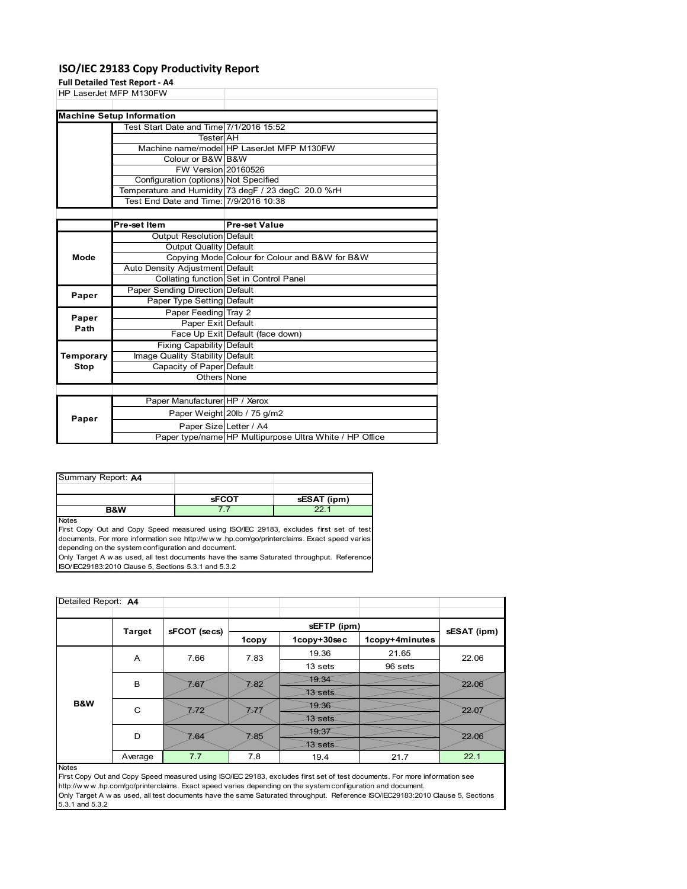# ISO/IEC 29183 Copy Productivity Report

**Full Detailed Test Report - A4**

HP LaserJet MFP M130FW

| Machine Setup Information | | |
|---|---|---|
| | Test Start Date and Time | 7/1/2016 15:52 |
| | Tester | AH |
| | Machine name/model | HP LaserJet MFP M130FW |
| | Colour or B&W | B&W |
| | FW Version | 20160526 |
| | Configuration (options) | Not Specified |
| | Temperature and Humidity | 73 degF / 23 degC 20.0 %rH |
| | Test End Date and Time: | 7/9/2016 10:38 |

| | Pre-set Item | Pre-set Value |
|---|---|---|
| Mode | Output Resolution | Default |
| | Output Quality | Default |
| | Copying Mode | Colour for Colour and B&W for B&W |
| | Auto Density Adjustment | Default |
| | Collating function | Set in Control Panel |
| Paper | Paper Sending Direction | Default |
| | Paper Type Setting | Default |
| Paper Path | Paper Feeding | Tray 2 |
| | Paper Exit | Default |
| | Face Up Exit | Default (face down) |
| Temporary Stop | Fixing Capability | Default |
| | Image Quality Stability | Default |
| | Capacity of Paper | Default |
| | Others | None |

| | | |
|---|---|---|
| Paper | Paper Manufacturer | HP / Xerox |
| | Paper Weight | 20lb / 75 g/m2 |
| | Paper Size | Letter / A4 |
| | Paper type/name | HP Multipurpose Ultra White / HP Office |

| Summary Report: A4 | | |
|---|---|---|
| | **sFCOT** | **sESAT (ipm)** |
| **B&W** | 7.7 | 22.1 |

Notes

First Copy Out and Copy Speed measured using ISO/IEC 29183, excludes first set of test documents. For more information see http://w w w .hp.com/go/printerclaims. Exact speed varies depending on the system configuration and document.

Only Target A w as used, all test documents have the same Saturated throughput. Reference ISO/IEC29183:2010 Clause 5, Sections 5.3.1 and 5.3.2

| Detailed Report: A4 | | | | | | |
|---|---|---|---|---|---|---|
| | **Target** | **sFCOT (secs)** | **sEFTP (ipm)** | | | **sESAT (ipm)** |
| | | | **1copy** | **1copy+30sec** | **1copy+4minutes** | |
| **B&W** | A | 7.66 | 7.83 | 19.36 | 21.65 | 22.06 |
| | | | | 13 sets | 96 sets | |
| | B | 7.67 | 7.82 | 19.34 | | 22.06 |
| | | | | 13 sets | | |
| | C | 7.72 | 7.77 | 19.36 | | 22.07 |
| | | | | 13 sets | | |
| | D | 7.64 | 7.85 | 19.37 | | 22.06 |
| | | | | 13 sets | | |
| | Average | 7.7 | 7.8 | 19.4 | 21.7 | 22.1 |

Notes

First Copy Out and Copy Speed measured using ISO/IEC 29183, excludes first set of test documents. For more information see http://w w w .hp.com/go/printerclaims. Exact speed varies depending on the system configuration and document.

Only Target A w as used, all test documents have the same Saturated throughput. Reference ISO/IEC29183:2010 Clause 5, Sections 5.3.1 and 5.3.2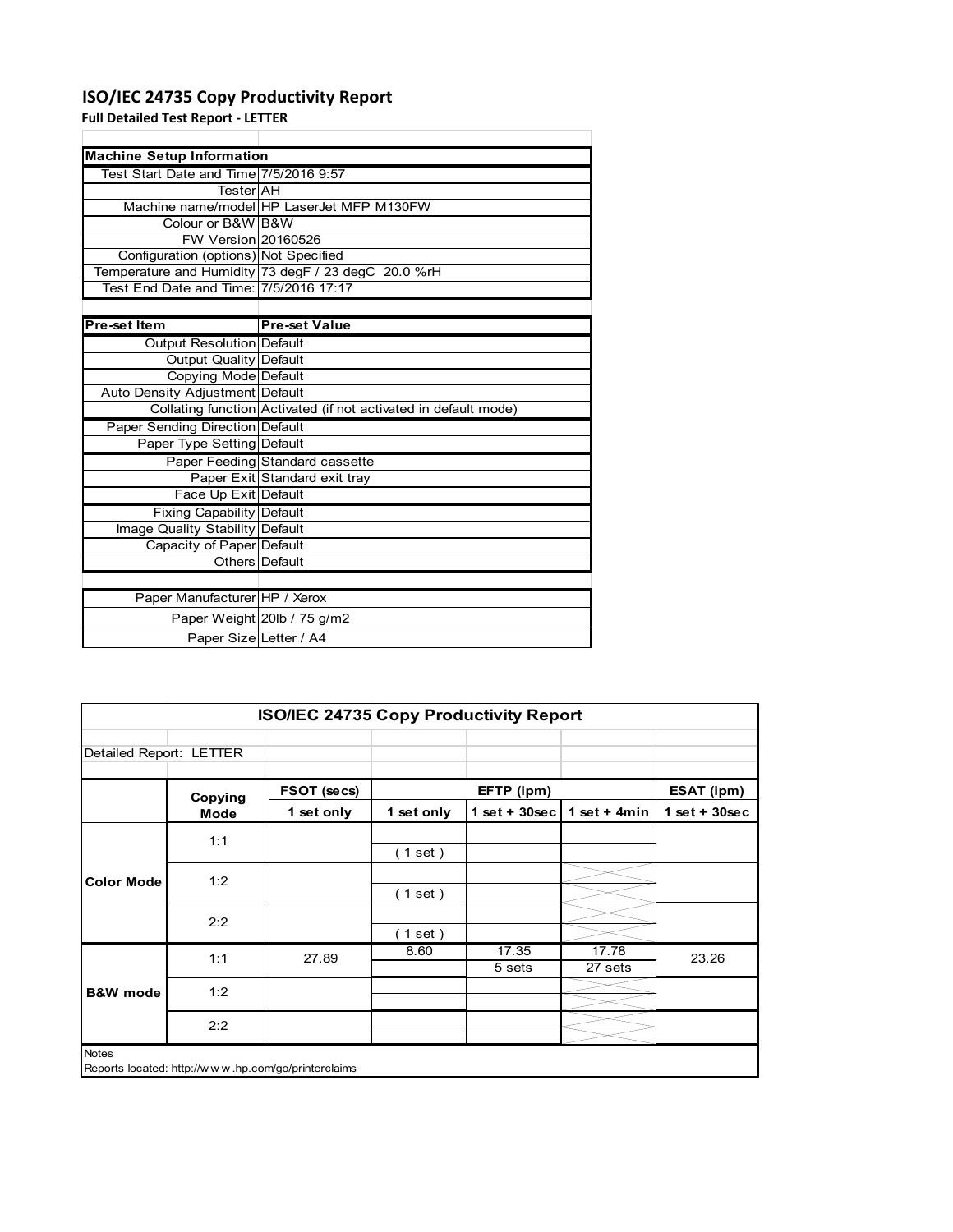# ISO/IEC 24735 Copy Productivity Report

**Full Detailed Test Report - LETTER**

| Machine Setup Information | |
|---|---|
| Test Start Date and Time | 7/5/2016 9:57 |
| Tester | AH |
| Machine name/model | HP LaserJet MFP M130FW |
| Colour or B&W | B&W |
| FW Version | 20160526 |
| Configuration (options) | Not Specified |
| Temperature and Humidity | 73 degF / 23 degC 20.0 %rH |
| Test End Date and Time: | 7/5/2016 17:17 |

| Pre-set Item | Pre-set Value |
|---|---|
| Output Resolution | Default |
| Output Quality | Default |
| Copying Mode | Default |
| Auto Density Adjustment | Default |
| Collating function | Activated (if not activated in default mode) |
| Paper Sending Direction | Default |
| Paper Type Setting | Default |
| Paper Feeding | Standard cassette |
| Paper Exit | Standard exit tray |
| Face Up Exit | Default |
| Fixing Capability | Default |
| Image Quality Stability | Default |
| Capacity of Paper | Default |
| Others | Default |

| | |
|---|---|
| Paper Manufacturer | HP / Xerox |
| Paper Weight | 20lb / 75 g/m2 |
| Paper Size | Letter / A4 |

## ISO/IEC 24735 Copy Productivity Report

Detailed Report: LETTER

| | Copying Mode | FSOT (secs) | EFTP (ipm) | | | ESAT (ipm) |
|---|---|---|---|---|---|---|
| | | 1 set only | 1 set only | 1 set + 30sec | 1 set + 4min | 1 set + 30sec |
| Color Mode | 1:1 | | ( 1 set ) | | | |
| | 1:2 | | ( 1 set ) | | | |
| | 2:2 | | ( 1 set ) | | | |
| B&W mode | 1:1 | 27.89 | 8.60 | 17.35<br>5 sets | 17.78<br>27 sets | 23.26 |
| | 1:2 | | | | | |
| | 2:2 | | | | | |

Notes

Reports located: http://w w w .hp.com/go/printerclaims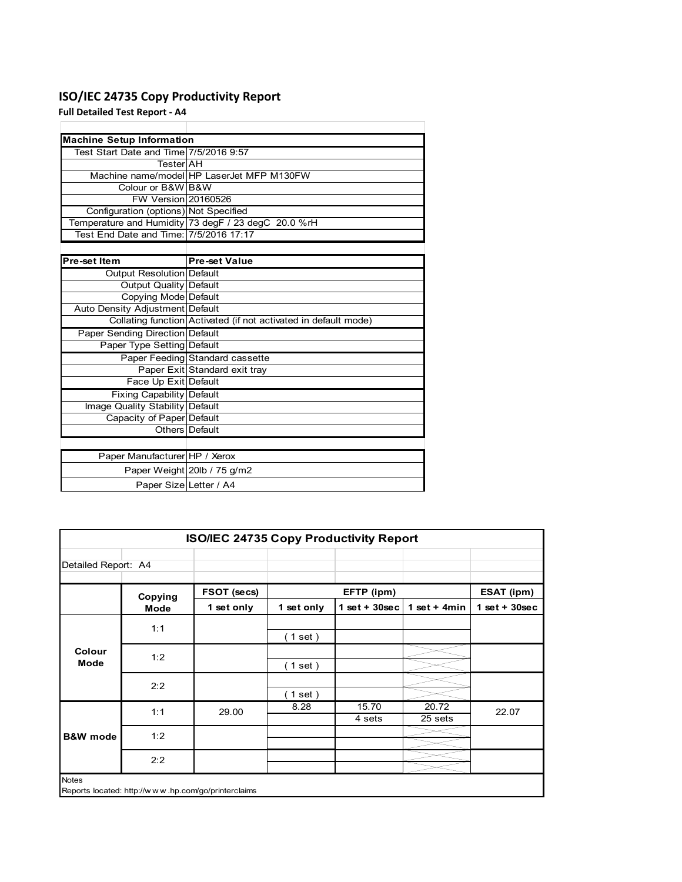# ISO/IEC 24735 Copy Productivity Report

**Full Detailed Test Report - A4**

| | |
|---|---|
| **Machine Setup Information** | |
| Test Start Date and Time | 7/5/2016 9:57 |
| Tester | AH |
| Machine name/model | HP LaserJet MFP M130FW |
| Colour or B&W | B&W |
| FW Version | 20160526 |
| Configuration (options) | Not Specified |
| Temperature and Humidity | 73 degF / 23 degC 20.0 %rH |
| Test End Date and Time: | 7/5/2016 17:17 |

| **Pre-set Item** | **Pre-set Value** |
|---|---|
| Output Resolution | Default |
| Output Quality | Default |
| Copying Mode | Default |
| Auto Density Adjustment | Default |
| Collating function | Activated (if not activated in default mode) |
| Paper Sending Direction | Default |
| Paper Type Setting | Default |
| Paper Feeding | Standard cassette |
| Paper Exit | Standard exit tray |
| Face Up Exit | Default |
| Fixing Capability | Default |
| Image Quality Stability | Default |
| Capacity of Paper | Default |
| Others | Default |

| | |
|---|---|
| Paper Manufacturer | HP / Xerox |
| Paper Weight | 20lb / 75 g/m2 |
| Paper Size | Letter / A4 |

**ISO/IEC 24735 Copy Productivity Report**

Detailed Report: A4

| | Copying Mode | FSOT (secs) | EFTP (ipm) | | | ESAT (ipm) |
|---|---|---|---|---|---|---|
| | | 1 set only | 1 set only | 1 set + 30sec | 1 set + 4min | 1 set + 30sec |
| Colour Mode | 1:1 | | ( 1 set ) | | | |
| | 1:2 | | ( 1 set ) | | | |
| | 2:2 | | ( 1 set ) | | | |
| B&W mode | 1:1 | 29.00 | 8.28 | 15.70<br>4 sets | 20.72<br>25 sets | 22.07 |
| | 1:2 | | | | | |
| | 2:2 | | | | | |

Notes

Reports located: http://w w w .hp.com/go/printerclaims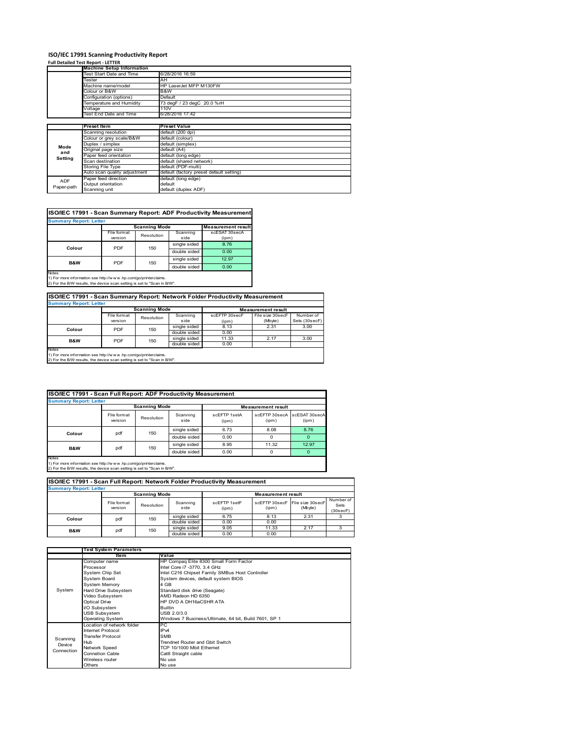# ISO/IEC 17991 Scanning Productivity Report

**Full Detailed Test Report - LETTER**

| | Machine Setup Information | |
|---|---|---|
| | Test Start Date and Time | 6/28/2016 16:59 |
| | Tester | AH |
| | Machine name/model | HP LaserJet MFP M130FW |
| | Colour or B&W | B&W |
| | Configuration (options) | Default |
| | Temperature and Humidity | 73 degF / 23 degC 20.0 %rH |
| | Voltage | 110V |
| | Test End Date and Time | 6/28/2016 17:42 |

| | Preset Item | Preset Value |
|---|---|---|
| Mode and Setting | Scanning resolution | default (200 dpi) |
| | Colour or grey scale/B&W | default (colour) |
| | Duplex / simplex | default (simplex) |
| | Original page size | default (A4) |
| | Paper feed orientation | default (long edge) |
| | Scan destination | default (shared network) |
| | Storing File Type | default (PDF-multi) |
| | Auto scan quality adjustment | default (factory preset default setting) |
| ADF Paper-path | Paper feed direction | default (long edge) |
| | Output orientation | default |
| | Scanning unit | default (duplex ADF) |

## ISO/IEC 17991 - Scan Summary Report: ADF Productivity Measurement

**Summary Report: Letter**

| | Scanning Mode | | | Measurement result |
|---|---|---|---|---|
| | File format version | Resolution | Scanning side | scESAT 30secA (ipm) |
| Colour | PDF | 150 | single sided | 8.76 |
| | | | double sided | 0.00 |
| B&W | PDF | 150 | single sided | 12.97 |
| | | | double sided | 0.00 |

Notes
1) For more information see http://www.hp.com/go/printerclaims.
2) For the B/W results, the device scan setting is set to "Scan in B/W".

## ISO/IEC 17991 - Scan Summary Report: Network Folder Productivity Measurement

**Summary Report: Letter**

| | Scanning Mode | | | Measurement result | | |
|---|---|---|---|---|---|---|
| | File format version | Resolution | Scanning side | scEFTP 30secF (ipm) | File size 30secF (Mbyte) | Number of Sets (30secF) |
| Colour | PDF | 150 | single sided | 8.13 | 2.31 | 3.00 |
| | | | double sided | 0.00 | | |
| B&W | PDF | 150 | single sided | 11.33 | 2.17 | 3.00 |
| | | | double sided | 0.00 | | |

Notes
1) For more information see http://www.hp.com/go/printerclaims.
2) For the B/W results, the device scan setting is set to "Scan in B/W".

## ISO/IEC 17991 - Scan Full Report: ADF Productivity Measurement

**Summary Report: Letter**

| | Scanning Mode | | | Measurement result | | |
|---|---|---|---|---|---|---|
| | File format version | Resolution | Scanning side | scEFTP 1setA (ipm) | scEFTP 30secA (ipm) | scESAT 30secA (ipm) |
| Colour | pdf | 150 | single sided | 6.73 | 8.08 | 8.76 |
| | | | double sided | 0.00 | 0 | 0 |
| B&W | pdf | 150 | single sided | 8.95 | 11.32 | 12.97 |
| | | | double sided | 0.00 | 0 | 0 |

Notes
1) For more information see http://www.hp.com/go/printerclaims.
2) For the B/W results, the device scan setting is set to "Scan in B/W".

## ISO/IEC 17991 - Scan Full Report: Network Folder Productivity Measurement

**Summary Report: Letter**

| | Scanning Mode | | | Measurement result | | | |
|---|---|---|---|---|---|---|---|
| | File format version | Resolution | Scanning side | scEFTP 1setF (ipm) | scEFTP 30secF (ipm) | File size 30secF (Mbyte) | Number of Sets (30secF) |
| Colour | pdf | 150 | single sided | 6.75 | 8.13 | 2.31 | 3 |
| | | | double sided | 0.00 | 0.00 | | |
| B&W | pdf | 150 | single sided | 9.05 | 11.33 | 2.17 | 3 |
| | | | double sided | 0.00 | 0.00 | | |

| | Test System Parameters | |
|---|---|---|
| | Item | Value |
| System | Computer name | HP Compaq Elite 8300 Small Form Factor |
| | Processor | Intel Core i7 -3770, 3.4 GHz |
| | System Chip Set | Intel C216 Chipset Family SMBus Host Controller |
| | System Board | System devices, default system BIOS |
| | System Memory | 4 GB |
| | Hard Drive Subsystem | Standard disk drive (Seagate) |
| | Video Subsystem | AMD Radeon HD 6350 |
| | Optical Drive | HP DVD A DH16aCSHR ATA |
| | I/O Subsystem | Builtin |
| | USB Subsystem | USB 2.0/3.0 |
| | Operating System | Windows 7 Business/Ultimate, 64 bit, Build 7601, SP 1 |
| Scanning Device Connection | Location of network folder | PC |
| | Internet Protocol | IPv4 |
| | Transfer Protocol | SMB |
| | Hub | Trendnet Router and Gbit Switch |
| | Network Speed | TCP 10/1000 Mbit Ethernet |
| | Connetion Cable | Cat6 Straight cable |
| | Wireless router | No use |
| | Others | No use |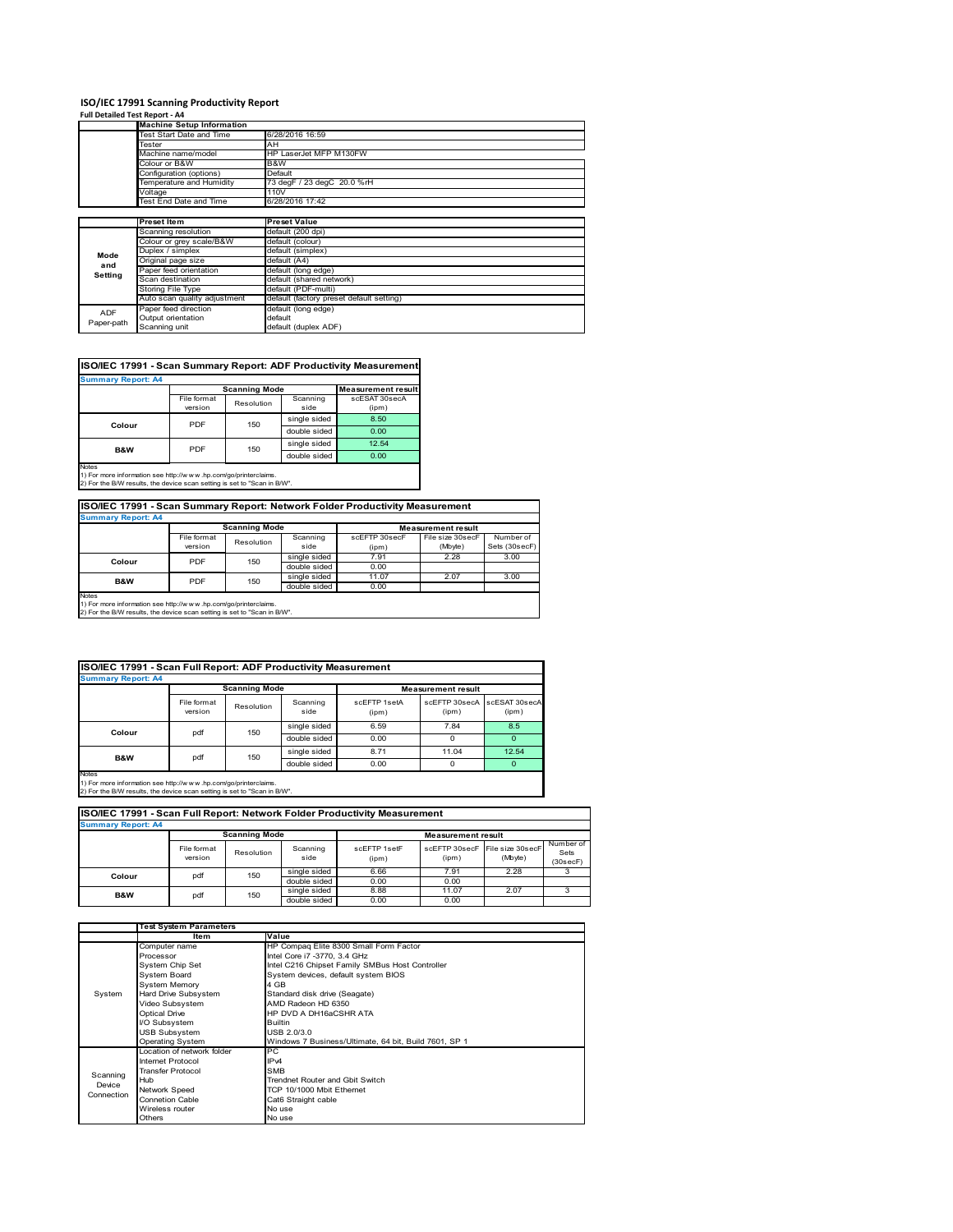# ISO/IEC 17991 Scanning Productivity Report

**Full Detailed Test Report - A4**

| | Machine Setup Information | |
|---|---|---|
| | Test Start Date and Time | 6/28/2016 16:59 |
| | Tester | AH |
| | Machine name/model | HP LaserJet MFP M130FW |
| | Colour or B&W | B&W |
| | Configuration (options) | Default |
| | Temperature and Humidity | 73 degF / 23 degC 20.0 %rH |
| | Voltage | 110V |
| | Test End Date and Time | 6/28/2016 17:42 |

| | Preset Item | Preset Value |
|---|---|---|
| Mode and Setting | Scanning resolution | default (200 dpi) |
| | Colour or grey scale/B&W | default (colour) |
| | Duplex / simplex | default (simplex) |
| | Original page size | default (A4) |
| | Paper feed orientation | default (long edge) |
| | Scan destination | default (shared network) |
| | Storing File Type | default (PDF-multi) |
| | Auto scan quality adjustment | default (factory preset default setting) |
| ADF Paper-path | Paper feed direction | default (long edge) |
| | Output orientation | default |
| | Scanning unit | default (duplex ADF) |

## ISO/IEC 17991 - Scan Summary Report: ADF Productivity Measurement

**Summary Report: A4**

| | Scanning Mode | | | Measurement result |
|---|---|---|---|---|
| | File format version | Resolution | Scanning side | scESAT 30secA (ipm) |
| Colour | PDF | 150 | single sided | 8.50 |
| | | | double sided | 0.00 |
| B&W | PDF | 150 | single sided | 12.54 |
| | | | double sided | 0.00 |

Notes
1) For more information see http://www.hp.com/go/printerclaims.
2) For the B/W results, the device scan setting is set to "Scan in B/W".

## ISO/IEC 17991 - Scan Summary Report: Network Folder Productivity Measurement

**Summary Report: A4**

| | Scanning Mode | | | Measurement result | | |
|---|---|---|---|---|---|---|
| | File format version | Resolution | Scanning side | scEFTP 30secF (ipm) | File size 30secF (Mbyte) | Number of Sets (30secF) |
| Colour | PDF | 150 | single sided | 7.91 | 2.28 | 3.00 |
| | | | double sided | 0.00 | | |
| B&W | PDF | 150 | single sided | 11.07 | 2.07 | 3.00 |
| | | | double sided | 0.00 | | |

Notes
1) For more information see http://www.hp.com/go/printerclaims.
2) For the B/W results, the device scan setting is set to "Scan in B/W".

## ISO/IEC 17991 - Scan Full Report: ADF Productivity Measurement

**Summary Report: A4**

| | Scanning Mode | | | Measurement result | | |
|---|---|---|---|---|---|---|
| | File format version | Resolution | Scanning side | scEFTP 1setA (ipm) | scEFTP 30secA (ipm) | scESAT 30secA (ipm) |
| Colour | pdf | 150 | single sided | 6.59 | 7.84 | 8.5 |
| | | | double sided | 0.00 | 0 | 0 |
| B&W | pdf | 150 | single sided | 8.71 | 11.04 | 12.54 |
| | | | double sided | 0.00 | 0 | 0 |

Notes
1) For more information see http://www.hp.com/go/printerclaims.
2) For the B/W results, the device scan setting is set to "Scan in B/W".

## ISO/IEC 17991 - Scan Full Report: Network Folder Productivity Measurement

**Summary Report: A4**

| | Scanning Mode | | | Measurement result | | | |
|---|---|---|---|---|---|---|---|
| | File format version | Resolution | Scanning side | scEFTP 1setF (ipm) | scEFTP 30secF (ipm) | File size 30secF (Mbyte) | Number of Sets (30secF) |
| Colour | pdf | 150 | single sided | 6.66 | 7.91 | 2.28 | 3 |
| | | | double sided | 0.00 | 0.00 | | |
| B&W | pdf | 150 | single sided | 8.88 | 11.07 | 2.07 | 3 |
| | | | double sided | 0.00 | 0.00 | | |

| | Test System Parameters | |
|---|---|---|
| | Item | Value |
| System | Computer name | HP Compaq Elite 8300 Small Form Factor |
| | Processor | Intel Core i7 -3770, 3.4 GHz |
| | System Chip Set | Intel C216 Chipset Family SMBus Host Controller |
| | System Board | System devices, default system BIOS |
| | System Memory | 4 GB |
| | Hard Drive Subsystem | Standard disk drive (Seagate) |
| | Video Subsystem | AMD Radeon HD 6350 |
| | Optical Drive | HP DVD A DH16aCSHR ATA |
| | I/O Subsystem | Builtin |
| | USB Subsystem | USB 2.0/3.0 |
| | Operating System | Windows 7 Business/Ultimate, 64 bit, Build 7601, SP 1 |
| Scanning Device Connection | Location of network folder | PC |
| | Internet Protocol | IPv4 |
| | Transfer Protocol | SMB |
| | Hub | Trendnet Router and Gbit Switch |
| | Network Speed | TCP 10/1000 Mbit Ethernet |
| | Connetion Cable | Cat6 Straight cable |
| | Wireless router | No use |
| | Others | No use |